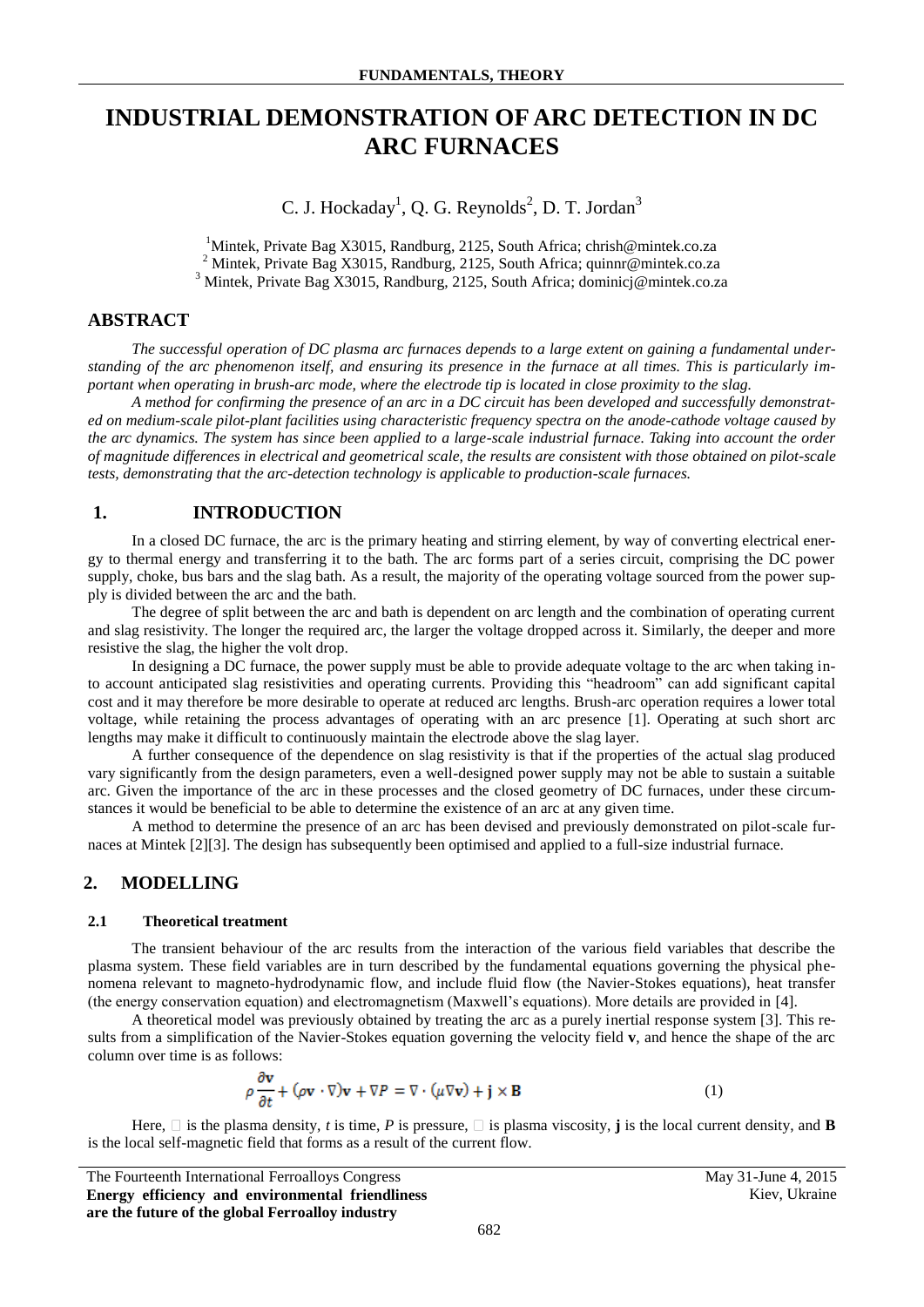# INDUSTRIAL DEMONSTRATION OF ARC DETECTION IN DC ARC FURNACES

C. J. Hockaday[1], Q. G. Reynolds[2], D. T. Jordan[3]

[1]Mintek, Private Bag X3015, Randburg, 2125, South Africa; chrish@mintek.co.za
[2] Mintek, Private Bag X3015, Randburg, 2125, South Africa; quinnr@mintek.co.za
[3] Mintek, Private Bag X3015, Randburg, 2125, South Africa; dominicj@mintek.co.za

## ABSTRACT

*The successful operation of DC plasma arc furnaces depends to a large extent on gaining a fundamental understanding of the arc phenomenon itself, and ensuring its presence in the furnace at all times. This is particularly important when operating in brush-arc mode, where the electrode tip is located in close proximity to the slag.*

*A method for confirming the presence of an arc in a DC circuit has been developed and successfully demonstrated on medium-scale pilot-plant facilities using characteristic frequency spectra on the anode-cathode voltage caused by the arc dynamics. The system has since been applied to a large-scale industrial furnace. Taking into account the order of magnitude differences in electrical and geometrical scale, the results are consistent with those obtained on pilot-scale tests, demonstrating that the arc-detection technology is applicable to production-scale furnaces.*

## 1. INTRODUCTION

In a closed DC furnace, the arc is the primary heating and stirring element, by way of converting electrical energy to thermal energy and transferring it to the bath. The arc forms part of a series circuit, comprising the DC power supply, choke, bus bars and the slag bath. As a result, the majority of the operating voltage sourced from the power supply is divided between the arc and the bath.

The degree of split between the arc and bath is dependent on arc length and the combination of operating current and slag resistivity. The longer the required arc, the larger the voltage dropped across it. Similarly, the deeper and more resistive the slag, the higher the volt drop.

In designing a DC furnace, the power supply must be able to provide adequate voltage to the arc when taking into account anticipated slag resistivities and operating currents. Providing this "headroom" can add significant capital cost and it may therefore be more desirable to operate at reduced arc lengths. Brush-arc operation requires a lower total voltage, while retaining the process advantages of operating with an arc presence [1]. Operating at such short arc lengths may make it difficult to continuously maintain the electrode above the slag layer.

A further consequence of the dependence on slag resistivity is that if the properties of the actual slag produced vary significantly from the design parameters, even a well-designed power supply may not be able to sustain a suitable arc. Given the importance of the arc in these processes and the closed geometry of DC furnaces, under these circumstances it would be beneficial to be able to determine the existence of an arc at any given time.

A method to determine the presence of an arc has been devised and previously demonstrated on pilot-scale furnaces at Mintek [2][3]. The design has subsequently been optimised and applied to a full-size industrial furnace.

## 2. MODELLING

### 2.1 Theoretical treatment

The transient behaviour of the arc results from the interaction of the various field variables that describe the plasma system. These field variables are in turn described by the fundamental equations governing the physical phenomena relevant to magneto-hydrodynamic flow, and include fluid flow (the Navier-Stokes equations), heat transfer (the energy conservation equation) and electromagnetism (Maxwell's equations). More details are provided in [4].

A theoretical model was previously obtained by treating the arc as a purely inertial response system [3]. This results from a simplification of the Navier-Stokes equation governing the velocity field **v**, and hence the shape of the arc column over time is as follows:

$$\rho \frac{\partial \mathbf{v}}{\partial t} + (\rho \mathbf{v} \cdot \nabla)\mathbf{v} + \nabla P = \nabla \cdot (\mu \nabla \mathbf{v}) + \mathbf{j} \times \mathbf{B} \qquad (1)$$

Here, $\rho$ is the plasma density, $t$ is time, $P$ is pressure, $\mu$ is plasma viscosity, **j** is the local current density, and **B** is the local self-magnetic field that forms as a result of the current flow.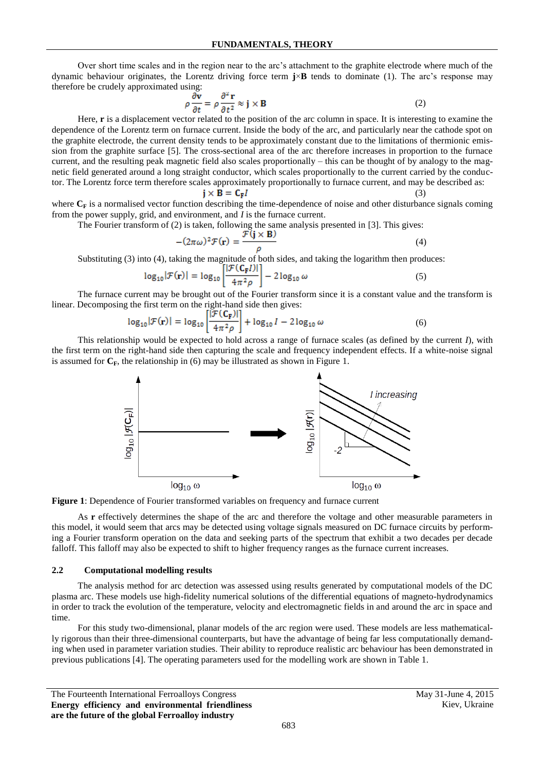Over short time scales and in the region near to the arc's attachment to the graphite electrode where much of the dynamic behaviour originates, the Lorentz driving force term $\mathbf{j}\times\mathbf{B}$ tends to dominate (1). The arc's response may therefore be crudely approximated using:

$$\rho\frac{\partial \mathbf{v}}{\partial t} = \rho\frac{\partial^2 \mathbf{r}}{\partial t^2} \approx \mathbf{j}\times\mathbf{B} \tag{2}$$

Here, $\mathbf{r}$ is a displacement vector related to the position of the arc column in space. It is interesting to examine the dependence of the Lorentz term on furnace current. Inside the body of the arc, and particularly near the cathode spot on the graphite electrode, the current density tends to be approximately constant due to the limitations of thermionic emission from the graphite surface [5]. The cross-sectional area of the arc therefore increases in proportion to the furnace current, and the resulting peak magnetic field also scales proportionally – this can be thought of by analogy to the magnetic field generated around a long straight conductor, which scales proportionally to the current carried by the conductor. The Lorentz force term therefore scales approximately proportionally to furnace current, and may be described as:

$$\mathbf{j}\times\mathbf{B} = \mathbf{C_F}I \tag{3}$$

where $\mathbf{C_F}$ is a normalised vector function describing the time-dependence of noise and other disturbance signals coming from the power supply, grid, and environment, and $I$ is the furnace current.

The Fourier transform of (2) is taken, following the same analysis presented in [3]. This gives:

$$-(2\pi\omega)^2\mathcal{F}(\mathbf{r}) = \frac{\mathcal{F}(\mathbf{j}\times\mathbf{B})}{\rho} \tag{4}$$

Substituting (3) into (4), taking the magnitude of both sides, and taking the logarithm then produces:

$$\log_{10}|\mathcal{F}(\mathbf{r})| = \log_{10}\left[\frac{|\mathcal{F}(\mathbf{C_F}I)|}{4\pi^2\rho}\right] - 2\log_{10}\omega \tag{5}$$

The furnace current may be brought out of the Fourier transform since it is a constant value and the transform is linear. Decomposing the first term on the right-hand side then gives:

$$\log_{10}|\mathcal{F}(\mathbf{r})| = \log_{10}\left[\frac{|\mathcal{F}(\mathbf{C_F})|}{4\pi^2\rho}\right] + \log_{10}I - 2\log_{10}\omega \tag{6}$$

This relationship would be expected to hold across a range of furnace scales (as defined by the current $I$), with the first term on the right-hand side then capturing the scale and frequency independent effects. If a white-noise signal is assumed for $\mathbf{C_F}$, the relationship in (6) may be illustrated as shown in Figure 1.

**Figure 1**: Dependence of Fourier transformed variables on frequency and furnace current

As $\mathbf{r}$ effectively determines the shape of the arc and therefore the voltage and other measurable parameters in this model, it would seem that arcs may be detected using voltage signals measured on DC furnace circuits by performing a Fourier transform operation on the data and seeking parts of the spectrum that exhibit a two decades per decade falloff. This falloff may also be expected to shift to higher frequency ranges as the furnace current increases.

## 2.2 Computational modelling results

The analysis method for arc detection was assessed using results generated by computational models of the DC plasma arc. These models use high-fidelity numerical solutions of the differential equations of magneto-hydrodynamics in order to track the evolution of the temperature, velocity and electromagnetic fields in and around the arc in space and time.

For this study two-dimensional, planar models of the arc region were used. These models are less mathematically rigorous than their three-dimensional counterparts, but have the advantage of being far less computationally demanding when used in parameter variation studies. Their ability to reproduce realistic arc behaviour has been demonstrated in previous publications [4]. The operating parameters used for the modelling work are shown in Table 1.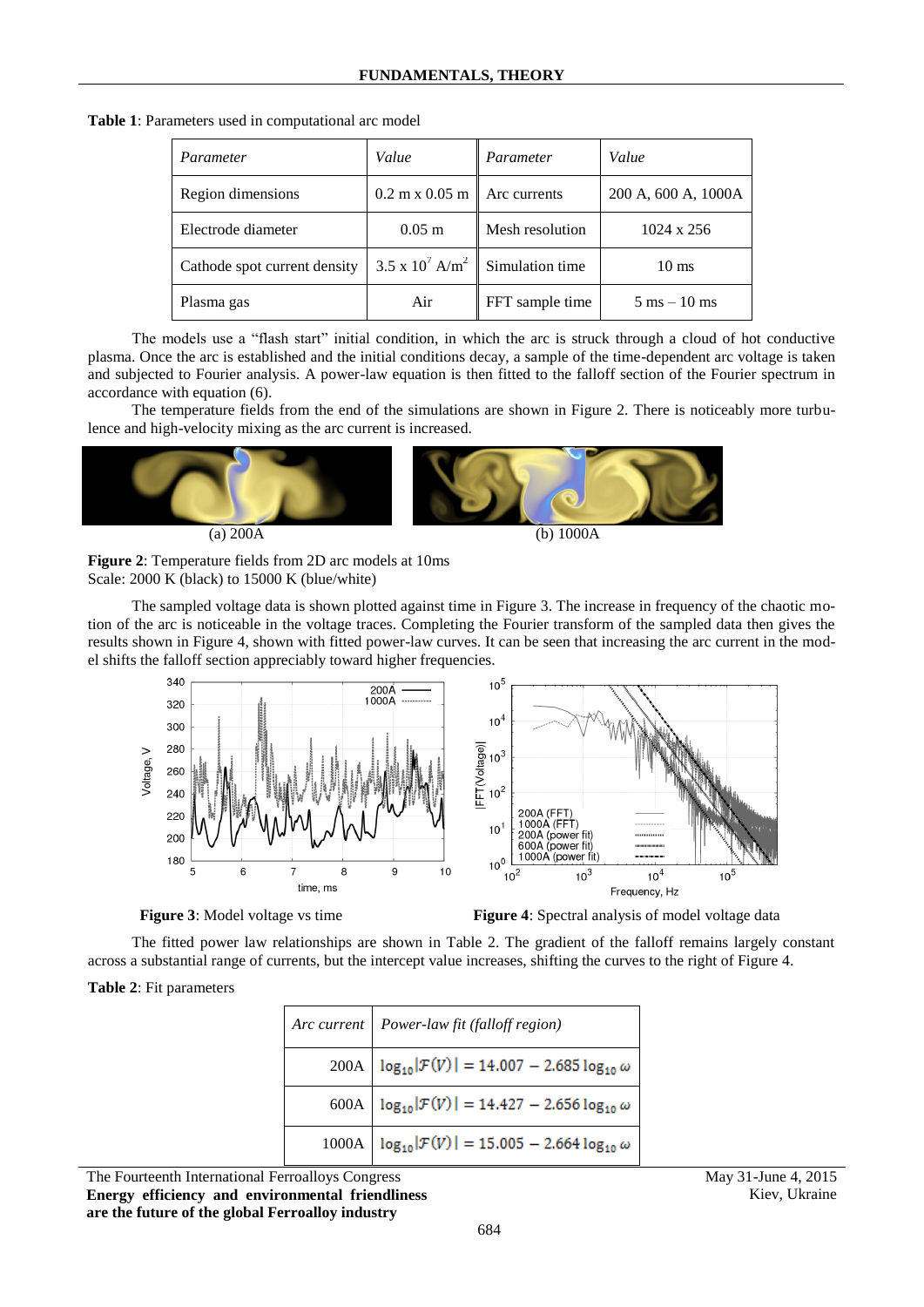**Table 1**: Parameters used in computational arc model

| *Parameter* | *Value* | *Parameter* | *Value* |
|---|---|---|---|
| Region dimensions | 0.2 m x 0.05 m | Arc currents | 200 A, 600 A, 1000A |
| Electrode diameter | 0.05 m | Mesh resolution | 1024 x 256 |
| Cathode spot current density | $3.5 \times 10^{7}$ A/m$^{2}$ | Simulation time | 10 ms |
| Plasma gas | Air | FFT sample time | 5 ms – 10 ms |

The models use a "flash start" initial condition, in which the arc is struck through a cloud of hot conductive plasma. Once the arc is established and the initial conditions decay, a sample of the time-dependent arc voltage is taken and subjected to Fourier analysis. A power-law equation is then fitted to the falloff section of the Fourier spectrum in accordance with equation (6).

The temperature fields from the end of the simulations are shown in Figure 2. There is noticeably more turbulence and high-velocity mixing as the arc current is increased.

(a) 200A (b) 1000A

**Figure 2**: Temperature fields from 2D arc models at 10ms
Scale: 2000 K (black) to 15000 K (blue/white)

The sampled voltage data is shown plotted against time in Figure 3. The increase in frequency of the chaotic motion of the arc is noticeable in the voltage traces. Completing the Fourier transform of the sampled data then gives the results shown in Figure 4, shown with fitted power-law curves. It can be seen that increasing the arc current in the model shifts the falloff section appreciably toward higher frequencies.

**Figure 3**: Model voltage vs time

**Figure 4**: Spectral analysis of model voltage data

The fitted power law relationships are shown in Table 2. The gradient of the falloff remains largely constant across a substantial range of currents, but the intercept value increases, shifting the curves to the right of Figure 4.

**Table 2**: Fit parameters

| *Arc current* | *Power-law fit (falloff region)* |
|---|---|
| 200A | $\log_{10}\lvert\mathcal{F}(V)\rvert = 14.007 - 2.685 \log_{10}\omega$ |
| 600A | $\log_{10}\lvert\mathcal{F}(V)\rvert = 14.427 - 2.656 \log_{10}\omega$ |
| 1000A | $\log_{10}\lvert\mathcal{F}(V)\rvert = 15.005 - 2.664 \log_{10}\omega$ |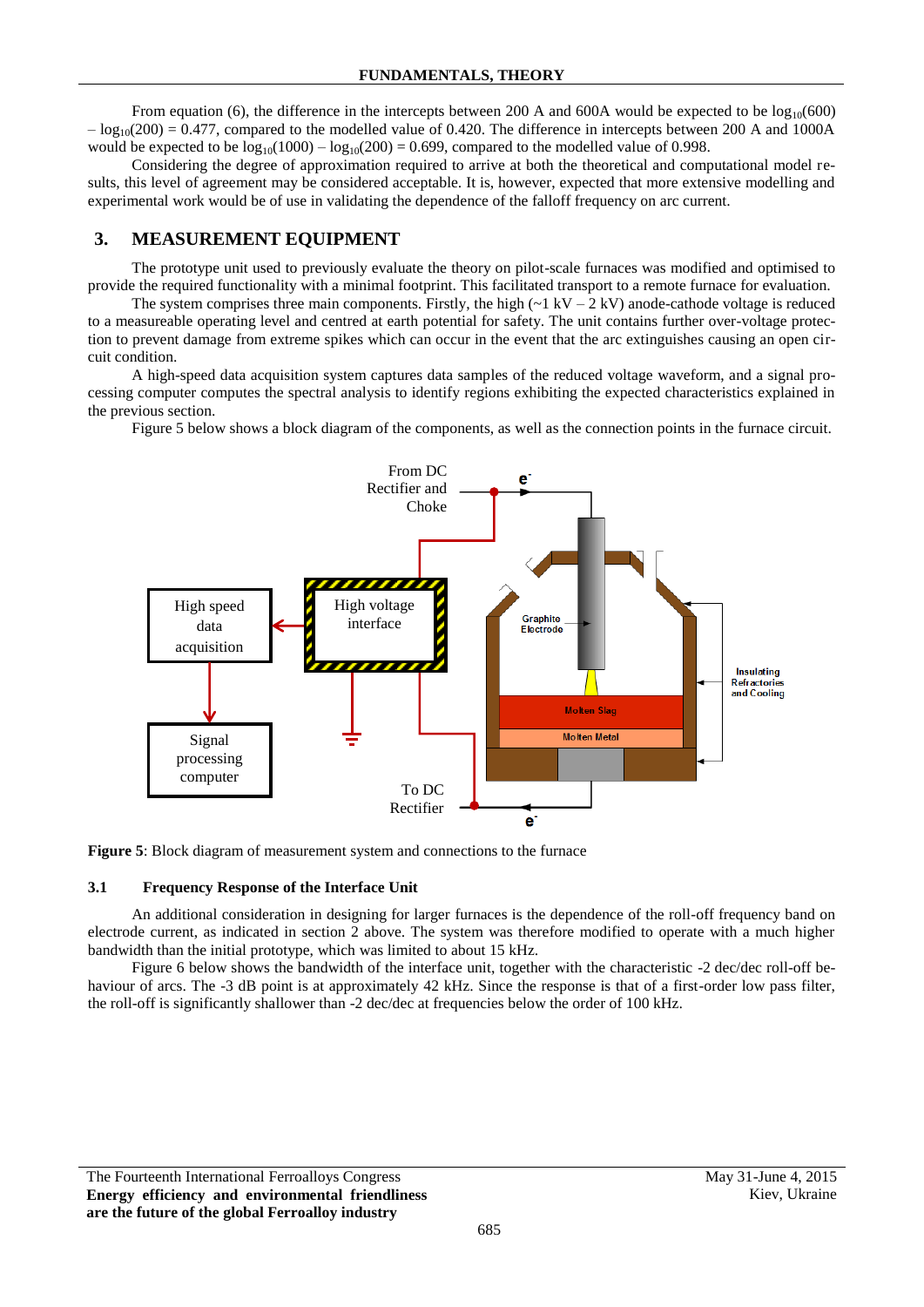From equation (6), the difference in the intercepts between 200 A and 600A would be expected to be $\log_{10}(600) - \log_{10}(200) = 0.477$, compared to the modelled value of 0.420. The difference in intercepts between 200 A and 1000A would be expected to be $\log_{10}(1000) - \log_{10}(200) = 0.699$, compared to the modelled value of 0.998.

Considering the degree of approximation required to arrive at both the theoretical and computational model results, this level of agreement may be considered acceptable. It is, however, expected that more extensive modelling and experimental work would be of use in validating the dependence of the falloff frequency on arc current.

## 3. MEASUREMENT EQUIPMENT

The prototype unit used to previously evaluate the theory on pilot-scale furnaces was modified and optimised to provide the required functionality with a minimal footprint. This facilitated transport to a remote furnace for evaluation.

The system comprises three main components. Firstly, the high (~1 kV – 2 kV) anode-cathode voltage is reduced to a measureable operating level and centred at earth potential for safety. The unit contains further over-voltage protection to prevent damage from extreme spikes which can occur in the event that the arc extinguishes causing an open circuit condition.

A high-speed data acquisition system captures data samples of the reduced voltage waveform, and a signal processing computer computes the spectral analysis to identify regions exhibiting the expected characteristics explained in the previous section.

Figure 5 below shows a block diagram of the components, as well as the connection points in the furnace circuit.

**Figure 5**: Block diagram of measurement system and connections to the furnace

### 3.1 Frequency Response of the Interface Unit

An additional consideration in designing for larger furnaces is the dependence of the roll-off frequency band on electrode current, as indicated in section 2 above. The system was therefore modified to operate with a much higher bandwidth than the initial prototype, which was limited to about 15 kHz.

Figure 6 below shows the bandwidth of the interface unit, together with the characteristic -2 dec/dec roll-off behaviour of arcs. The -3 dB point is at approximately 42 kHz. Since the response is that of a first-order low pass filter, the roll-off is significantly shallower than -2 dec/dec at frequencies below the order of 100 kHz.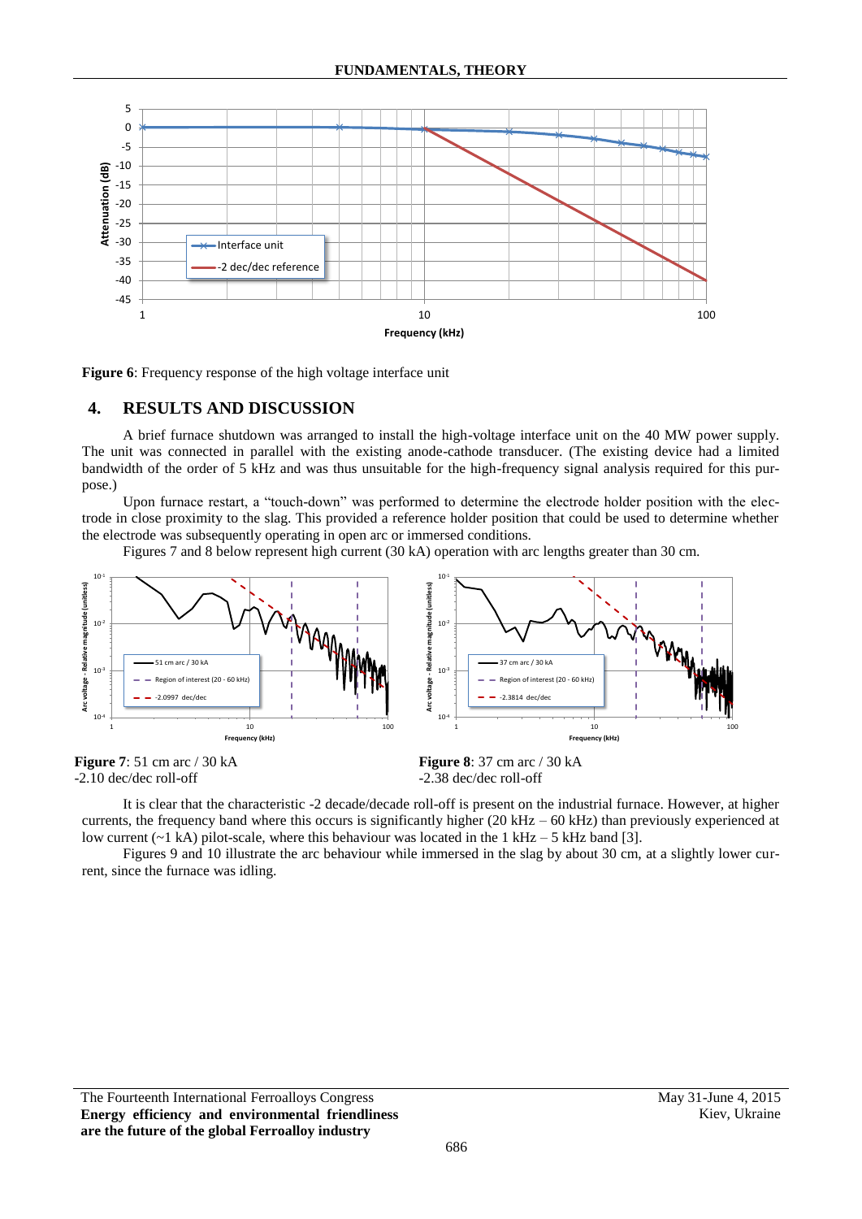**Figure 6**: Frequency response of the high voltage interface unit

## 4. RESULTS AND DISCUSSION

A brief furnace shutdown was arranged to install the high-voltage interface unit on the 40 MW power supply. The unit was connected in parallel with the existing anode-cathode transducer. (The existing device had a limited bandwidth of the order of 5 kHz and was thus unsuitable for the high-frequency signal analysis required for this purpose.)

Upon furnace restart, a "touch-down" was performed to determine the electrode holder position with the electrode in close proximity to the slag. This provided a reference holder position that could be used to determine whether the electrode was subsequently operating in open arc or immersed conditions.

Figures 7 and 8 below represent high current (30 kA) operation with arc lengths greater than 30 cm.

**Figure 7**: 51 cm arc / 30 kA
-2.10 dec/dec roll-off

**Figure 8**: 37 cm arc / 30 kA
-2.38 dec/dec roll-off

It is clear that the characteristic -2 decade/decade roll-off is present on the industrial furnace. However, at higher currents, the frequency band where this occurs is significantly higher (20 kHz – 60 kHz) than previously experienced at low current (~1 kA) pilot-scale, where this behaviour was located in the 1 kHz – 5 kHz band [3].

Figures 9 and 10 illustrate the arc behaviour while immersed in the slag by about 30 cm, at a slightly lower current, since the furnace was idling.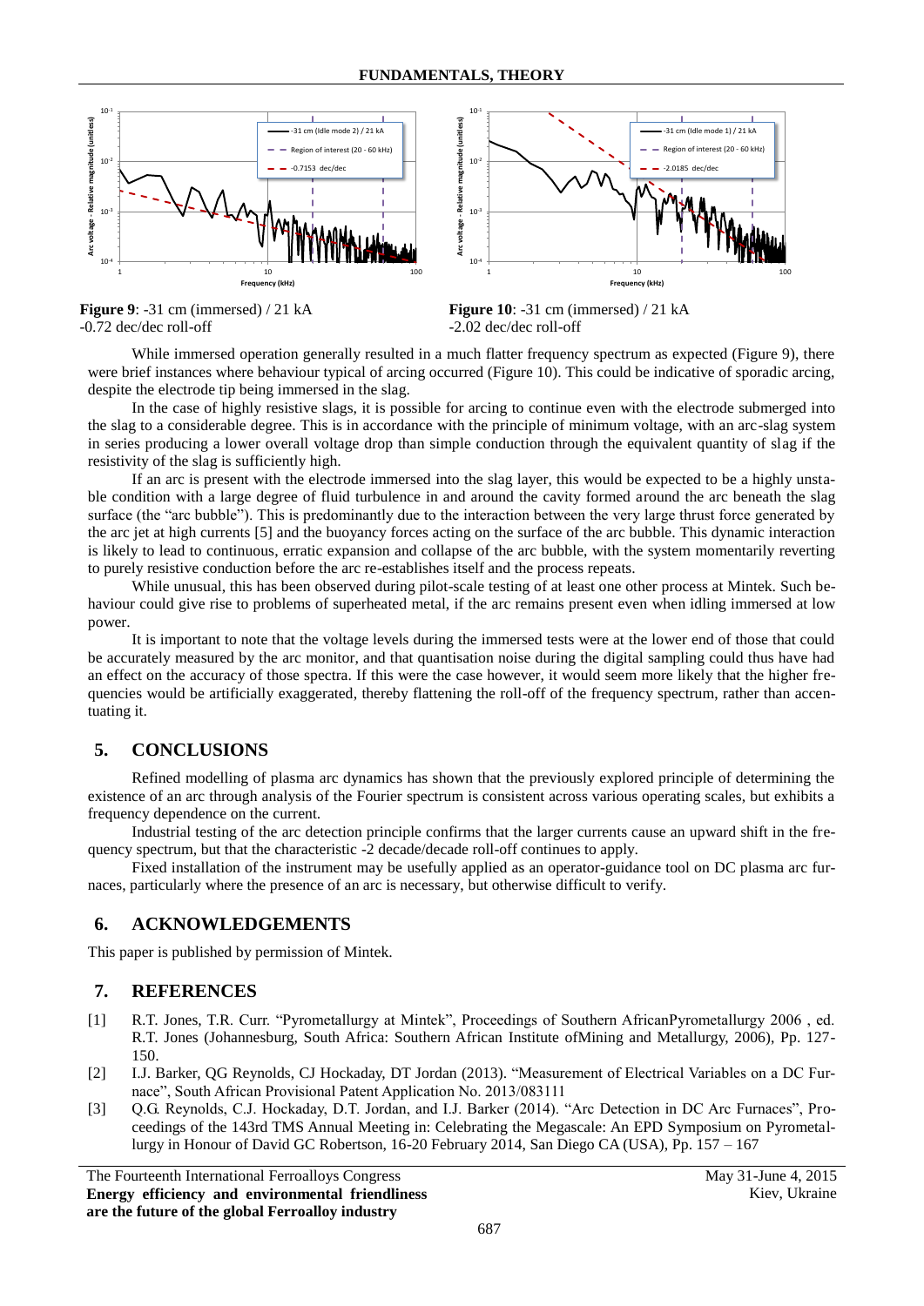**Figure 9**: -31 cm (immersed) / 21 kA
-0.72 dec/dec roll-off

**Figure 10**: -31 cm (immersed) / 21 kA
-2.02 dec/dec roll-off

While immersed operation generally resulted in a much flatter frequency spectrum as expected (Figure 9), there were brief instances where behaviour typical of arcing occurred (Figure 10). This could be indicative of sporadic arcing, despite the electrode tip being immersed in the slag.

In the case of highly resistive slags, it is possible for arcing to continue even with the electrode submerged into the slag to a considerable degree. This is in accordance with the principle of minimum voltage, with an arc-slag system in series producing a lower overall voltage drop than simple conduction through the equivalent quantity of slag if the resistivity of the slag is sufficiently high.

If an arc is present with the electrode immersed into the slag layer, this would be expected to be a highly unstable condition with a large degree of fluid turbulence in and around the cavity formed around the arc beneath the slag surface (the "arc bubble"). This is predominantly due to the interaction between the very large thrust force generated by the arc jet at high currents [5] and the buoyancy forces acting on the surface of the arc bubble. This dynamic interaction is likely to lead to continuous, erratic expansion and collapse of the arc bubble, with the system momentarily reverting to purely resistive conduction before the arc re-establishes itself and the process repeats.

While unusual, this has been observed during pilot-scale testing of at least one other process at Mintek. Such behaviour could give rise to problems of superheated metal, if the arc remains present even when idling immersed at low power.

It is important to note that the voltage levels during the immersed tests were at the lower end of those that could be accurately measured by the arc monitor, and that quantisation noise during the digital sampling could thus have had an effect on the accuracy of those spectra. If this were the case however, it would seem more likely that the higher frequencies would be artificially exaggerated, thereby flattening the roll-off of the frequency spectrum, rather than accentuating it.

## 5. CONCLUSIONS

Refined modelling of plasma arc dynamics has shown that the previously explored principle of determining the existence of an arc through analysis of the Fourier spectrum is consistent across various operating scales, but exhibits a frequency dependence on the current.

Industrial testing of the arc detection principle confirms that the larger currents cause an upward shift in the frequency spectrum, but that the characteristic -2 decade/decade roll-off continues to apply.

Fixed installation of the instrument may be usefully applied as an operator-guidance tool on DC plasma arc furnaces, particularly where the presence of an arc is necessary, but otherwise difficult to verify.

## 6. ACKNOWLEDGEMENTS

This paper is published by permission of Mintek.

## 7. REFERENCES

[1] R.T. Jones, T.R. Curr. "Pyrometallurgy at Mintek", Proceedings of Southern AfricanPyrometallurgy 2006 , ed. R.T. Jones (Johannesburg, South Africa: Southern African Institute ofMining and Metallurgy, 2006), Pp. 127-150.

[2] I.J. Barker, QG Reynolds, CJ Hockaday, DT Jordan (2013). "Measurement of Electrical Variables on a DC Furnace", South African Provisional Patent Application No. 2013/083111

[3] Q.G. Reynolds, C.J. Hockaday, D.T. Jordan, and I.J. Barker (2014). "Arc Detection in DC Arc Furnaces", Proceedings of the 143rd TMS Annual Meeting in: Celebrating the Megascale: An EPD Symposium on Pyrometallurgy in Honour of David GC Robertson, 16-20 February 2014, San Diego CA (USA), Pp. 157 – 167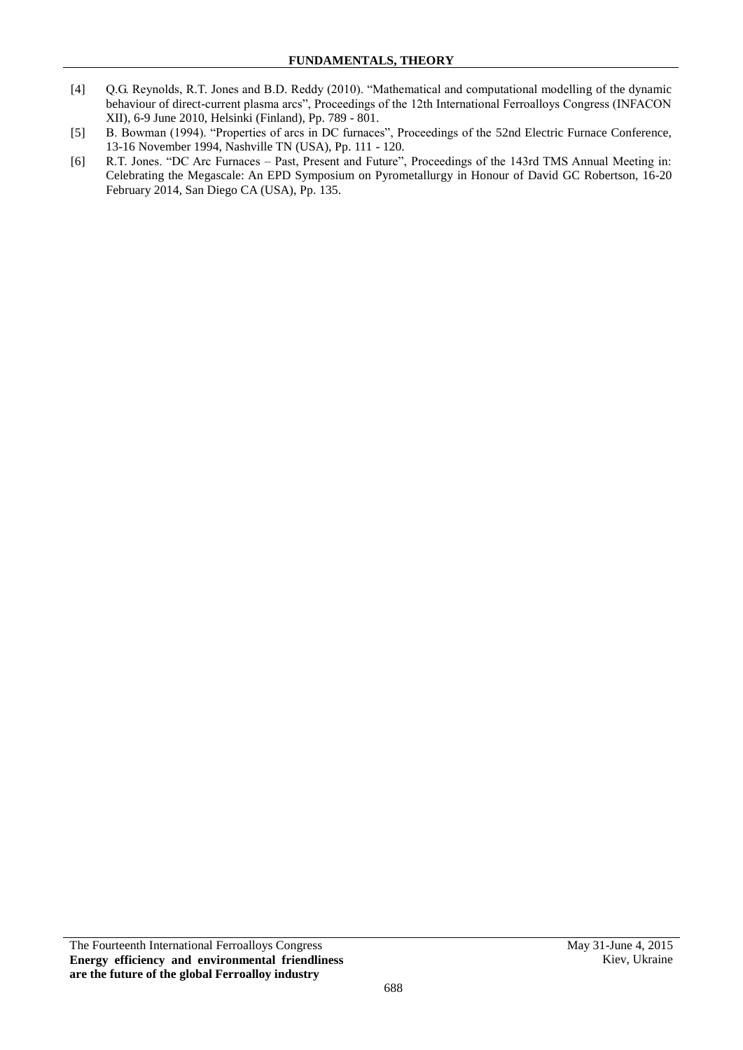[4] Q.G. Reynolds, R.T. Jones and B.D. Reddy (2010). "Mathematical and computational modelling of the dynamic behaviour of direct-current plasma arcs", Proceedings of the 12th International Ferroalloys Congress (INFACON XII), 6-9 June 2010, Helsinki (Finland), Pp. 789 - 801.

[5] B. Bowman (1994). "Properties of arcs in DC furnaces", Proceedings of the 52nd Electric Furnace Conference, 13-16 November 1994, Nashville TN (USA), Pp. 111 - 120.

[6] R.T. Jones. "DC Arc Furnaces – Past, Present and Future", Proceedings of the 143rd TMS Annual Meeting in: Celebrating the Megascale: An EPD Symposium on Pyrometallurgy in Honour of David GC Robertson, 16-20 February 2014, San Diego CA (USA), Pp. 135.